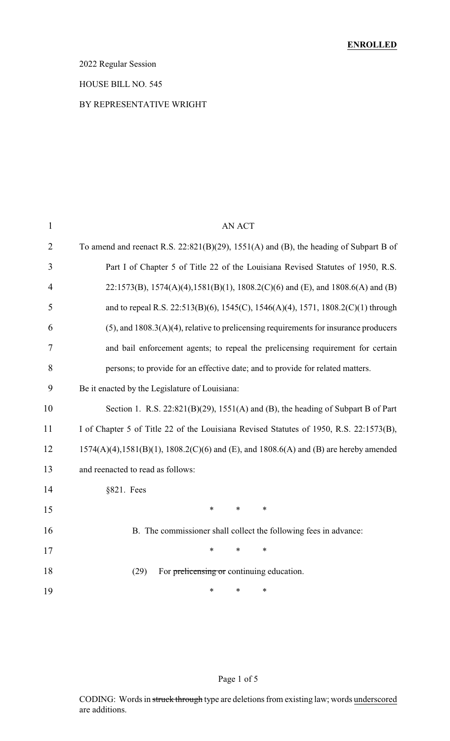**ENROLLED**

2022 Regular Session

HOUSE BILL NO. 545

BY REPRESENTATIVE WRIGHT

AN ACT

To amend and reenact R.S. 22:821(B)(29), 1551(A) and (B), the heading of Subpart B of Part I of Chapter 5 of Title 22 of the Louisiana Revised Statutes of 1950, R.S. 22:1573(B), 1574(A)(4),1581(B)(1), 1808.2(C)(6) and (E), and 1808.6(A) and (B) and to repeal R.S. 22:513(B)(6), 1545(C), 1546(A)(4), 1571, 1808.2(C)(1) through (5), and 1808.3(A)(4), relative to prelicensing requirements for insurance producers and bail enforcement agents; to repeal the prelicensing requirement for certain persons; to provide for an effective date; and to provide for related matters.

Be it enacted by the Legislature of Louisiana:

Section 1. R.S. 22:821(B)(29), 1551(A) and (B), the heading of Subpart B of Part I of Chapter 5 of Title 22 of the Louisiana Revised Statutes of 1950, R.S. 22:1573(B), 1574(A)(4),1581(B)(1), 1808.2(C)(6) and (E), and 1808.6(A) and (B) are hereby amended and reenacted to read as follows:

§821. Fees

\* \* \*

B. The commissioner shall collect the following fees in advance:

\* \* \*

(29) For ~~prelicensing or~~ continuing education.

\* \* \*

CODING: Words in ~~struck through~~ type are deletions from existing law; words underscored are additions.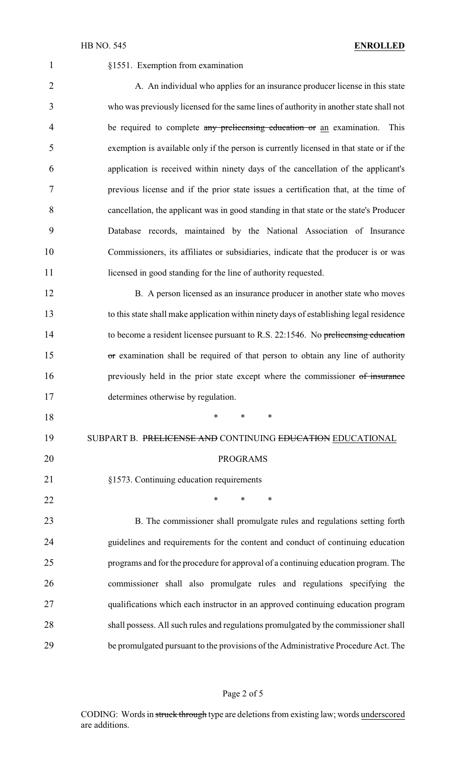§1551. Exemption from examination

A. An individual who applies for an insurance producer license in this state who was previously licensed for the same lines of authority in another state shall not be required to complete ~~any prelicensing education or~~ an examination. This exemption is available only if the person is currently licensed in that state or if the application is received within ninety days of the cancellation of the applicant's previous license and if the prior state issues a certification that, at the time of cancellation, the applicant was in good standing in that state or the state's Producer Database records, maintained by the National Association of Insurance Commissioners, its affiliates or subsidiaries, indicate that the producer is or was licensed in good standing for the line of authority requested.

B. A person licensed as an insurance producer in another state who moves to this state shall make application within ninety days of establishing legal residence to become a resident licensee pursuant to R.S. 22:1546. No ~~prelicensing education or~~ examination shall be required of that person to obtain any line of authority previously held in the prior state except where the commissioner ~~of insurance~~ determines otherwise by regulation.

\* \* \*

SUBPART B. ~~PRELICENSE AND~~ CONTINUING ~~EDUCATION~~ EDUCATIONAL PROGRAMS

§1573. Continuing education requirements

\* \* \*

B. The commissioner shall promulgate rules and regulations setting forth guidelines and requirements for the content and conduct of continuing education programs and for the procedure for approval of a continuing education program. The commissioner shall also promulgate rules and regulations specifying the qualifications which each instructor in an approved continuing education program shall possess. All such rules and regulations promulgated by the commissioner shall be promulgated pursuant to the provisions of the Administrative Procedure Act. The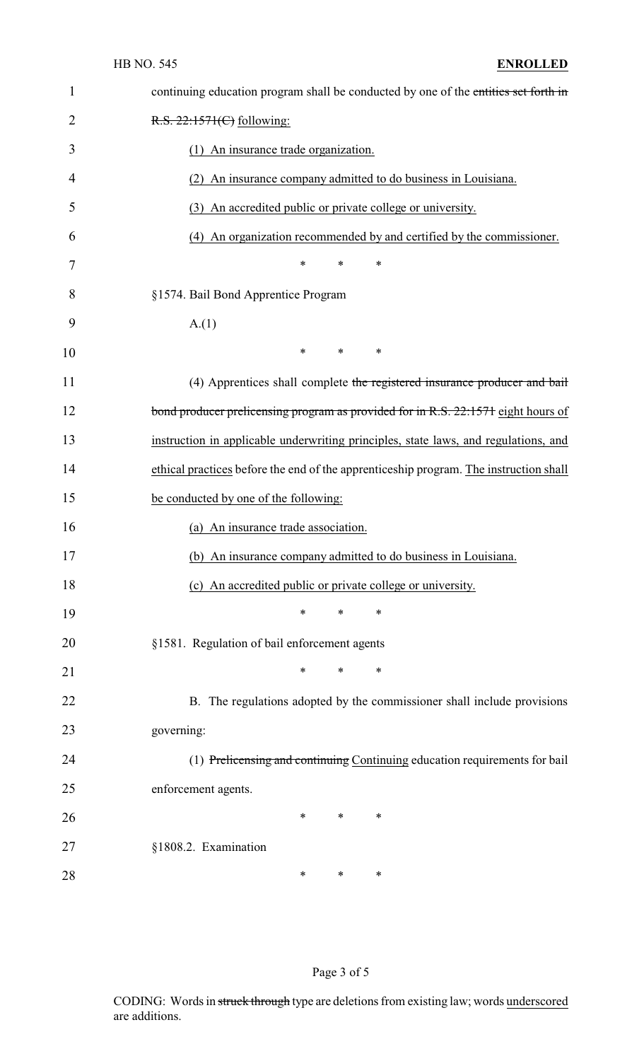continuing education program shall be conducted by one of the ~~entities set forth in R.S. 22:1571(C)~~ following:

(1) An insurance trade organization.

(2) An insurance company admitted to do business in Louisiana.

(3) An accredited public or private college or university.

(4) An organization recommended by and certified by the commissioner.

\* \* \*

§1574. Bail Bond Apprentice Program

A.(1)

\* \* \*

(4) Apprentices shall complete ~~the registered insurance producer and bail bond producer prelicensing program as provided for in R.S. 22:1571~~ eight hours of instruction in applicable underwriting principles, state laws, and regulations, and ethical practices before the end of the apprenticeship program. The instruction shall be conducted by one of the following:

(a) An insurance trade association.

(b) An insurance company admitted to do business in Louisiana.

(c) An accredited public or private college or university.

\* \* \*

§1581. Regulation of bail enforcement agents

\* \* \*

B. The regulations adopted by the commissioner shall include provisions governing:

(1) ~~Prelicensing and continuing~~ Continuing education requirements for bail enforcement agents.

\* \* \*

§1808.2. Examination

\* \* \*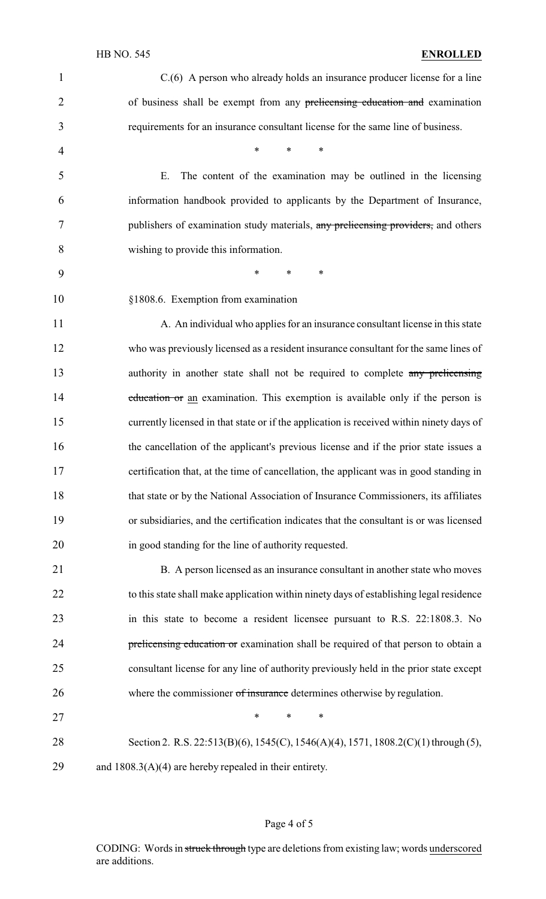C.(6) A person who already holds an insurance producer license for a line of business shall be exempt from any ~~prelicensing education and~~ examination requirements for an insurance consultant license for the same line of business.

\* \* \*

E. The content of the examination may be outlined in the licensing information handbook provided to applicants by the Department of Insurance, publishers of examination study materials, ~~any prelicensing providers,~~ and others wishing to provide this information.

\* \* \*

§1808.6. Exemption from examination

A. An individual who applies for an insurance consultant license in this state who was previously licensed as a resident insurance consultant for the same lines of authority in another state shall not be required to complete ~~any prelicensing education or~~ <u>an</u> examination. This exemption is available only if the person is currently licensed in that state or if the application is received within ninety days of the cancellation of the applicant's previous license and if the prior state issues a certification that, at the time of cancellation, the applicant was in good standing in that state or by the National Association of Insurance Commissioners, its affiliates or subsidiaries, and the certification indicates that the consultant is or was licensed in good standing for the line of authority requested.

B. A person licensed as an insurance consultant in another state who moves to this state shall make application within ninety days of establishing legal residence in this state to become a resident licensee pursuant to R.S. 22:1808.3. No ~~prelicensing education or~~ examination shall be required of that person to obtain a consultant license for any line of authority previously held in the prior state except where the commissioner ~~of insurance~~ determines otherwise by regulation.

\* \* \*

Section 2. R.S. 22:513(B)(6), 1545(C), 1546(A)(4), 1571, 1808.2(C)(1) through (5), and 1808.3(A)(4) are hereby repealed in their entirety.

CODING: Words in ~~struck through~~ type are deletions from existing law; words <u>underscored</u> are additions.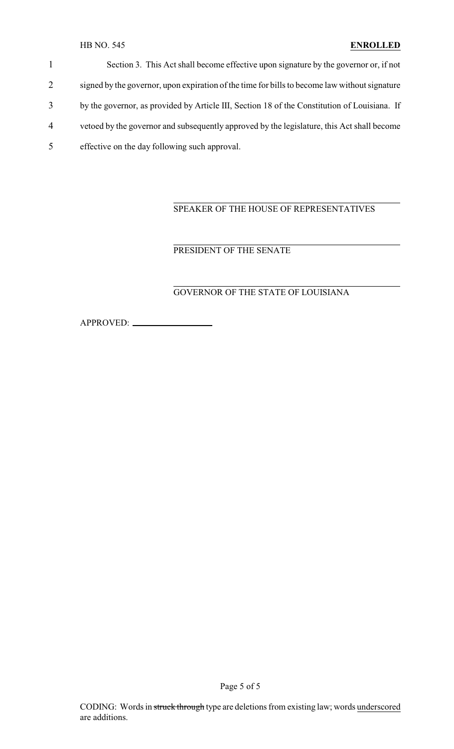Section 3. This Act shall become effective upon signature by the governor or, if not signed by the governor, upon expiration of the time for bills to become law without signature by the governor, as provided by Article III, Section 18 of the Constitution of Louisiana. If vetoed by the governor and subsequently approved by the legislature, this Act shall become effective on the day following such approval.

SPEAKER OF THE HOUSE OF REPRESENTATIVES

PRESIDENT OF THE SENATE

GOVERNOR OF THE STATE OF LOUISIANA

APPROVED: ____________________

CODING: Words in ~~struck through~~ type are deletions from existing law; words underscored are additions.